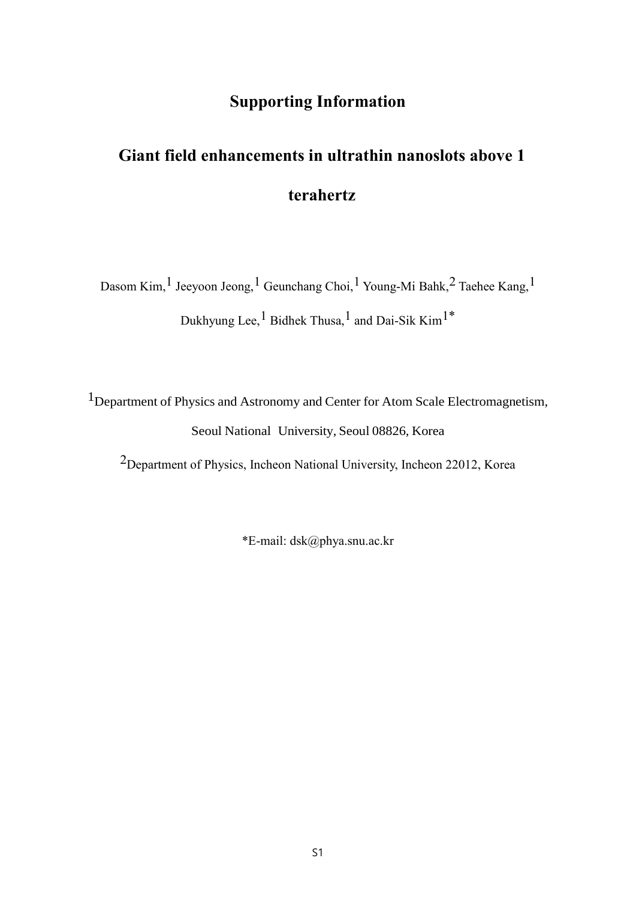# Supporting Information

# Giant field enhancements in ultrathin nanoslots above 1 terahertz

Dasom Kim,[1] Jeeyoon Jeong,[1] Geunchang Choi,[1] Young-Mi Bahk,[2] Taehee Kang,[1] Dukhyung Lee,[1] Bidhek Thusa,[1] and Dai-Sik Kim[1]*

[1]Department of Physics and Astronomy and Center for Atom Scale Electromagnetism, Seoul National University, Seoul 08826, Korea

[2]Department of Physics, Incheon National University, Incheon 22012, Korea

*E-mail: dsk@phya.snu.ac.kr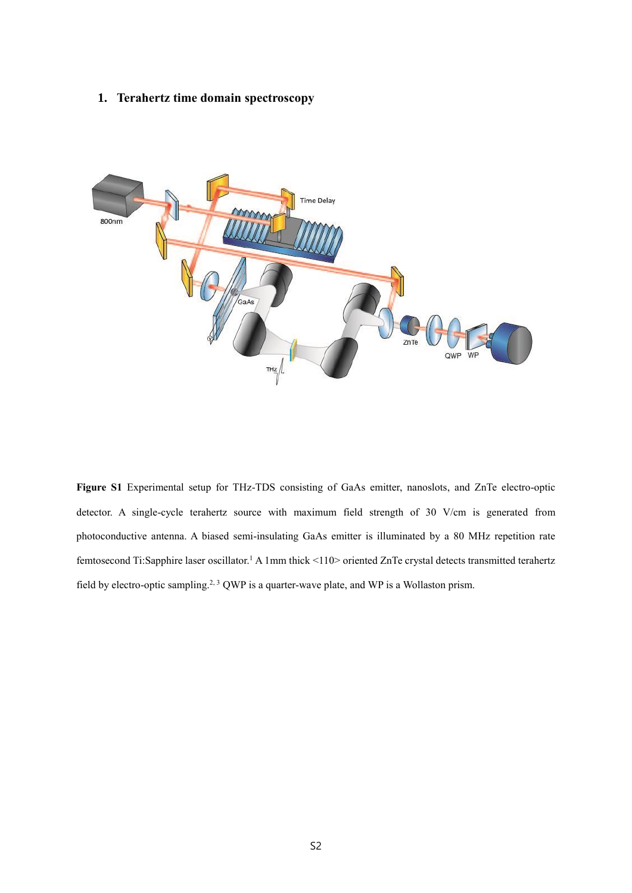## 1. Terahertz time domain spectroscopy

**Figure S1** Experimental setup for THz-TDS consisting of GaAs emitter, nanoslots, and ZnTe electro-optic detector. A single-cycle terahertz source with maximum field strength of 30 V/cm is generated from photoconductive antenna. A biased semi-insulating GaAs emitter is illuminated by a 80 MHz repetition rate femtosecond Ti:Sapphire laser oscillator.[1] A 1mm thick <110> oriented ZnTe crystal detects transmitted terahertz field by electro-optic sampling.[2, 3] QWP is a quarter-wave plate, and WP is a Wollaston prism.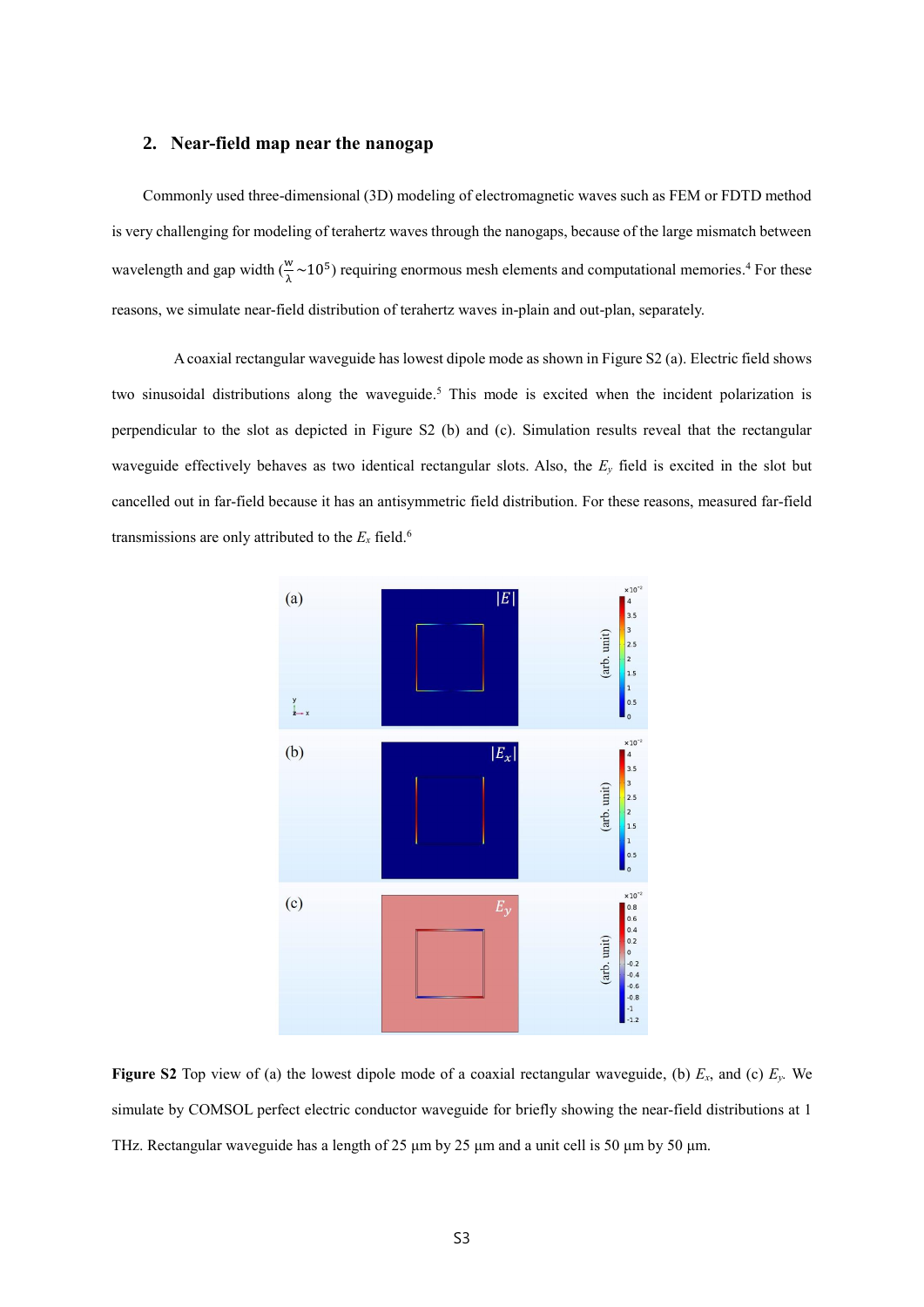## 2. Near-field map near the nanogap

Commonly used three-dimensional (3D) modeling of electromagnetic waves such as FEM or FDTD method is very challenging for modeling of terahertz waves through the nanogaps, because of the large mismatch between wavelength and gap width ($\frac{w}{\lambda}\sim10^5$) requiring enormous mesh elements and computational memories.[4] For these reasons, we simulate near-field distribution of terahertz waves in-plain and out-plan, separately.

A coaxial rectangular waveguide has lowest dipole mode as shown in Figure S2 (a). Electric field shows two sinusoidal distributions along the waveguide.[5] This mode is excited when the incident polarization is perpendicular to the slot as depicted in Figure S2 (b) and (c). Simulation results reveal that the rectangular waveguide effectively behaves as two identical rectangular slots. Also, the $E_y$ field is excited in the slot but cancelled out in far-field because it has an antisymmetric field distribution. For these reasons, measured far-field transmissions are only attributed to the $E_x$ field.[6]

**Figure S2** Top view of (a) the lowest dipole mode of a coaxial rectangular waveguide, (b) $E_x$, and (c) $E_y$. We simulate by COMSOL perfect electric conductor waveguide for briefly showing the near-field distributions at 1 THz. Rectangular waveguide has a length of 25 μm by 25 μm and a unit cell is 50 μm by 50 μm.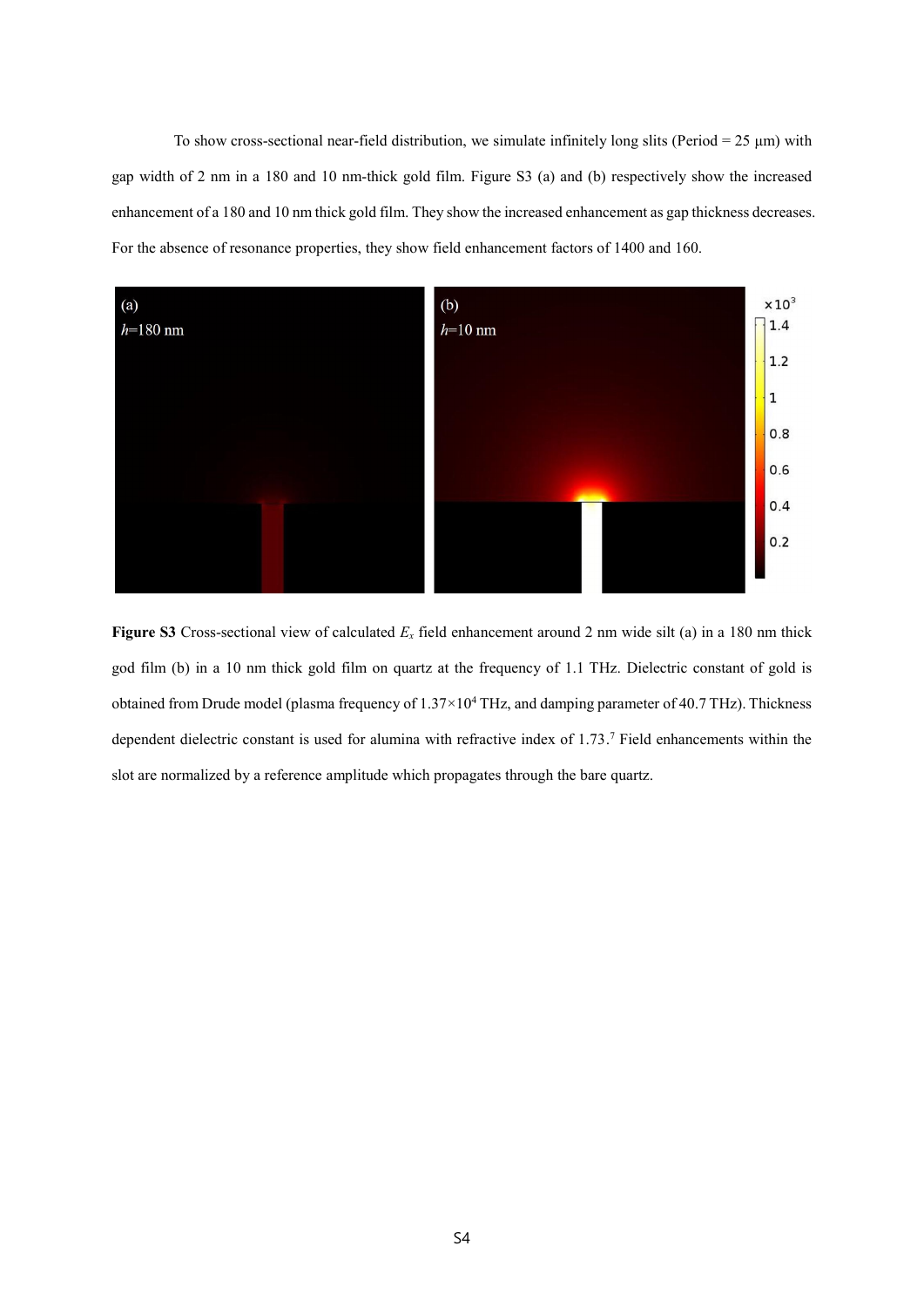To show cross-sectional near-field distribution, we simulate infinitely long slits (Period = 25 μm) with gap width of 2 nm in a 180 and 10 nm-thick gold film. Figure S3 (a) and (b) respectively show the increased enhancement of a 180 and 10 nm thick gold film. They show the increased enhancement as gap thickness decreases. For the absence of resonance properties, they show field enhancement factors of 1400 and 160.

**Figure S3** Cross-sectional view of calculated $E_x$ field enhancement around 2 nm wide silt (a) in a 180 nm thick god film (b) in a 10 nm thick gold film on quartz at the frequency of 1.1 THz. Dielectric constant of gold is obtained from Drude model (plasma frequency of $1.37 \times 10^4$ THz, and damping parameter of 40.7 THz). Thickness dependent dielectric constant is used for alumina with refractive index of 1.73.[7] Field enhancements within the slot are normalized by a reference amplitude which propagates through the bare quartz.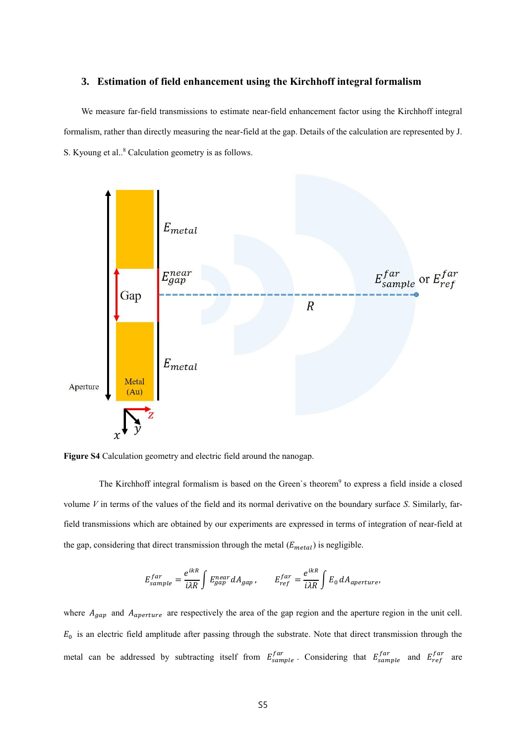### 3. Estimation of field enhancement using the Kirchhoff integral formalism

We measure far-field transmissions to estimate near-field enhancement factor using the Kirchhoff integral formalism, rather than directly measuring the near-field at the gap. Details of the calculation are represented by J. S. Kyoung et al..[8] Calculation geometry is as follows.

**Figure S4** Calculation geometry and electric field around the nanogap.

The Kirchhoff integral formalism is based on the Green`s theorem[9] to express a field inside a closed volume *V* in terms of the values of the field and its normal derivative on the boundary surface *S*. Similarly, far-field transmissions which are obtained by our experiments are expressed in terms of integration of near-field at the gap, considering that direct transmission through the metal ($E_{metal}$) is negligible.

$$E_{sample}^{far} = \frac{e^{ikR}}{i\lambda R}\int E_{gap}^{near}\, dA_{gap}\,, \qquad E_{ref}^{far} = \frac{e^{ikR}}{i\lambda R}\int E_0\, dA_{aperture},$$

where $A_{gap}$ and $A_{aperture}$ are respectively the area of the gap region and the aperture region in the unit cell. $E_0$ is an electric field amplitude after passing through the substrate. Note that direct transmission through the metal can be addressed by subtracting itself from $E_{sample}^{far}$. Considering that $E_{sample}^{far}$ and $E_{ref}^{far}$ are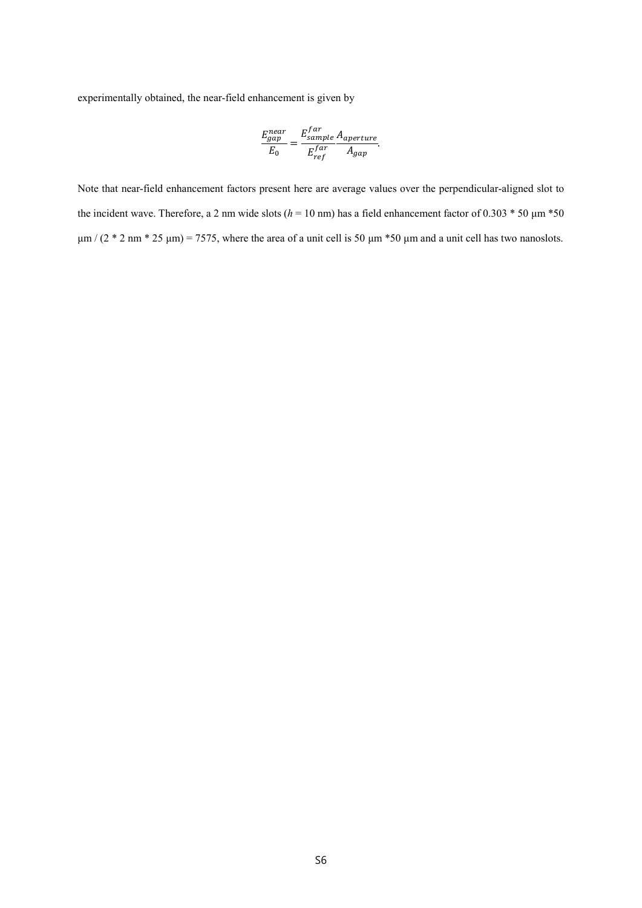experimentally obtained, the near-field enhancement is given by

$$\frac{E_{gap}^{near}}{E_0} = \frac{E_{sample}^{far}}{E_{ref}^{far}} \frac{A_{aperture}}{A_{gap}}.$$

Note that near-field enhancement factors present here are average values over the perpendicular-aligned slot to the incident wave. Therefore, a 2 nm wide slots ($h$ = 10 nm) has a field enhancement factor of 0.303 * 50 μm *50 μm / (2 * 2 nm * 25 μm) = 7575, where the area of a unit cell is 50 μm *50 μm and a unit cell has two nanoslots.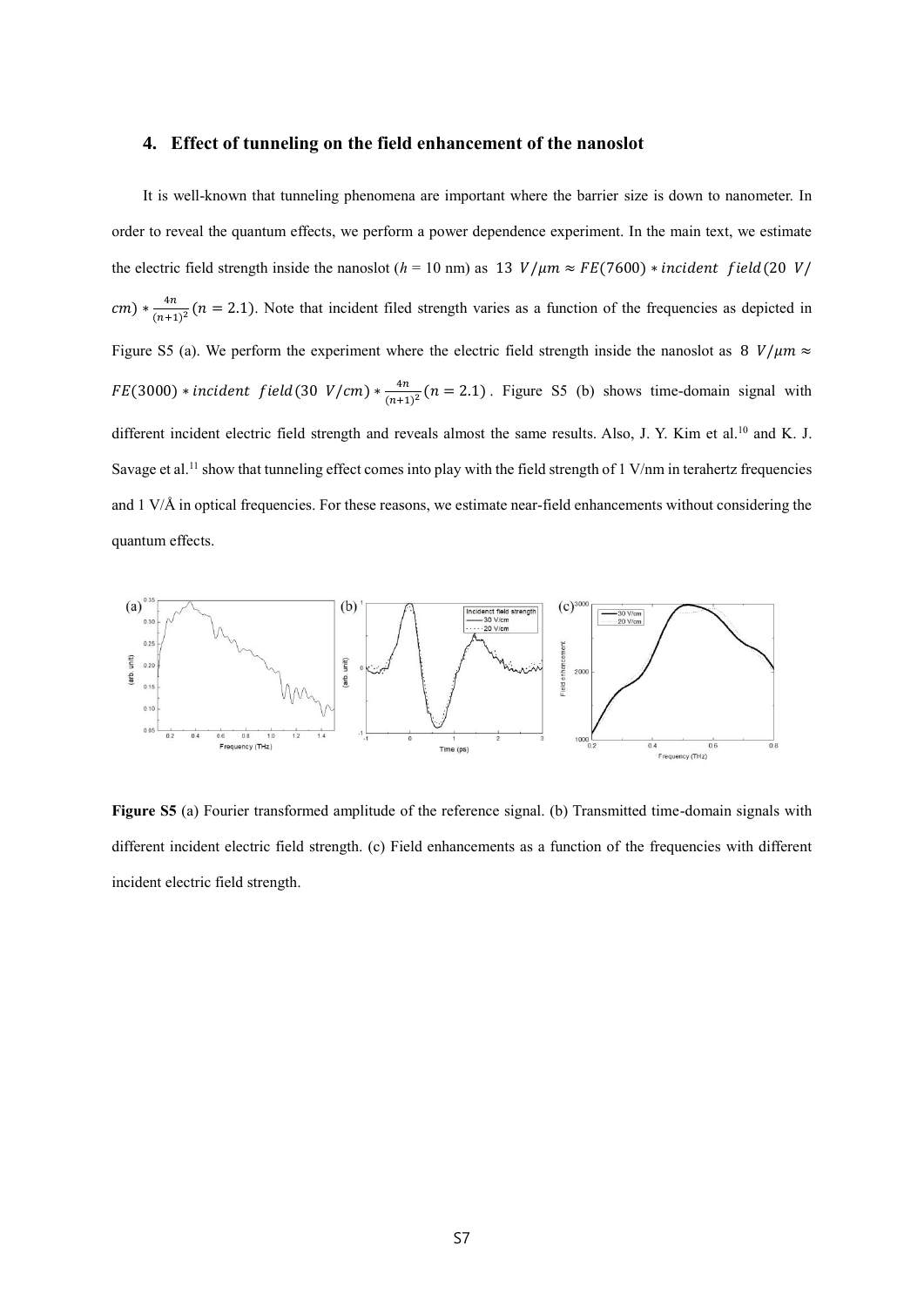## 4. Effect of tunneling on the field enhancement of the nanoslot

It is well-known that tunneling phenomena are important where the barrier size is down to nanometer. In order to reveal the quantum effects, we perform a power dependence experiment. In the main text, we estimate the electric field strength inside the nanoslot ($h$ = 10 nm) as $13\ V/\mu m \approx FE(7600) * incident\ \ field(20\ V/cm) * \frac{4n}{(n+1)^2}(n = 2.1)$. Note that incident filed strength varies as a function of the frequencies as depicted in Figure S5 (a). We perform the experiment where the electric field strength inside the nanoslot as $8\ V/\mu m \approx FE(3000) * incident\ \ field(30\ V/cm) * \frac{4n}{(n+1)^2}(n = 2.1)$. Figure S5 (b) shows time-domain signal with different incident electric field strength and reveals almost the same results. Also, J. Y. Kim et al.[10] and K. J. Savage et al.[11] show that tunneling effect comes into play with the field strength of 1 V/nm in terahertz frequencies and 1 V/Å in optical frequencies. For these reasons, we estimate near-field enhancements without considering the quantum effects.

**Figure S5** (a) Fourier transformed amplitude of the reference signal. (b) Transmitted time-domain signals with different incident electric field strength. (c) Field enhancements as a function of the frequencies with different incident electric field strength.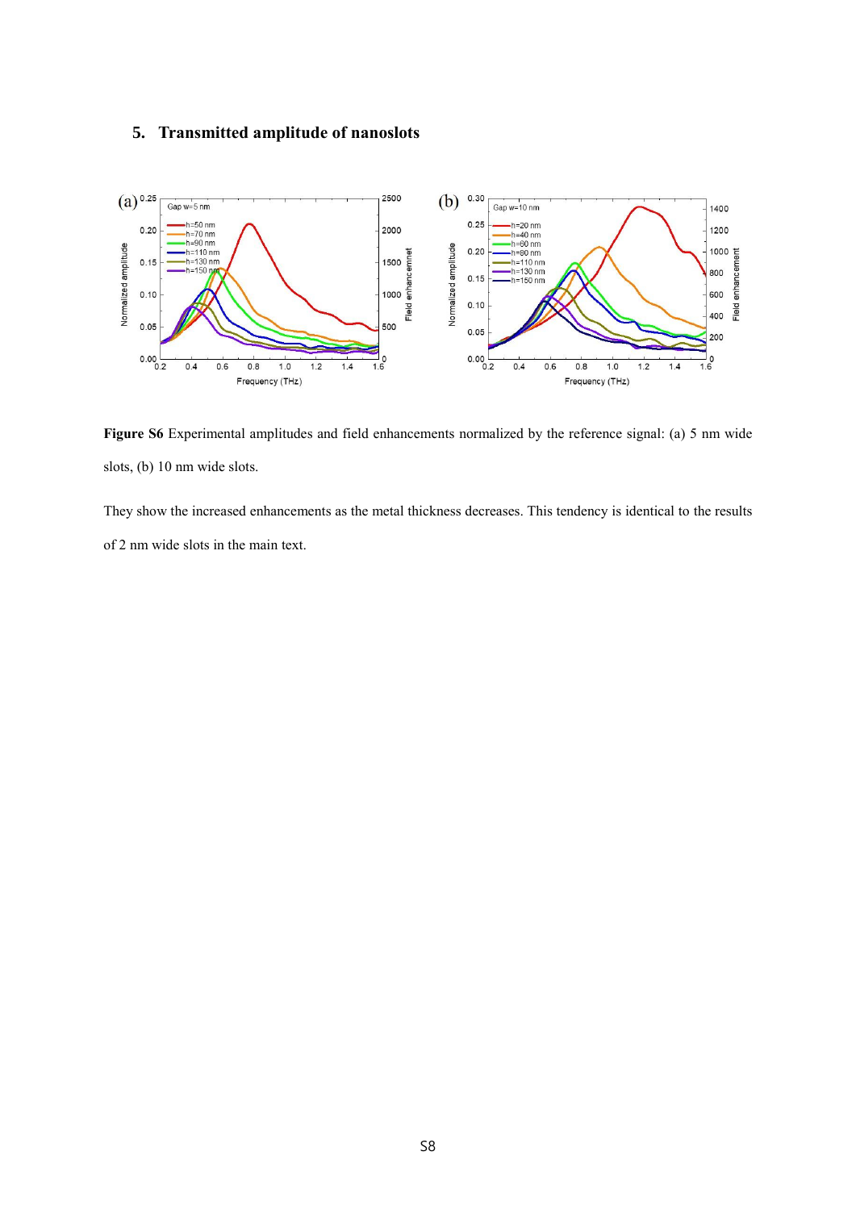## 5. Transmitted amplitude of nanoslots

**Figure S6** Experimental amplitudes and field enhancements normalized by the reference signal: (a) 5 nm wide slots, (b) 10 nm wide slots.

They show the increased enhancements as the metal thickness decreases. This tendency is identical to the results of 2 nm wide slots in the main text.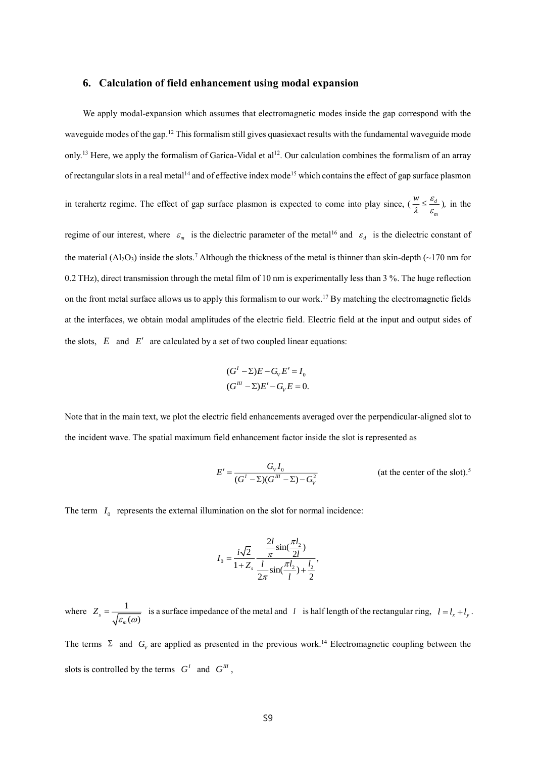## 6. Calculation of field enhancement using modal expansion

We apply modal-expansion which assumes that electromagnetic modes inside the gap correspond with the waveguide modes of the gap.[12] This formalism still gives quasiexact results with the fundamental waveguide mode only.[13] Here, we apply the formalism of Garica-Vidal et al[12]. Our calculation combines the formalism of an array of rectangular slots in a real metal[14] and of effective index mode[15] which contains the effect of gap surface plasmon in terahertz regime. The effect of gap surface plasmon is expected to come into play since, ($\frac{w}{\lambda} \leq \frac{\varepsilon_d}{\varepsilon_m}$), in the regime of our interest, where $\varepsilon_m$ is the dielectric parameter of the metal[16] and $\varepsilon_d$ is the dielectric constant of the material ($Al_2O_3$) inside the slots.[7] Although the thickness of the metal is thinner than skin-depth (~170 nm for 0.2 THz), direct transmission through the metal film of 10 nm is experimentally less than 3 %. The huge reflection on the front metal surface allows us to apply this formalism to our work.[17] By matching the electromagnetic fields at the interfaces, we obtain modal amplitudes of the electric field. Electric field at the input and output sides of the slots, $E$ and $E'$ are calculated by a set of two coupled linear equations:

$$
\begin{aligned}
(G^{I} - \Sigma)E - G_V E' &= I_0 \\
(G^{III} - \Sigma)E' - G_V E &= 0.
\end{aligned}
$$

Note that in the main text, we plot the electric field enhancements averaged over the perpendicular-aligned slot to the incident wave. The spatial maximum field enhancement factor inside the slot is represented as

$$
E' = \frac{G_V I_0}{(G^{I} - \Sigma)(G^{III} - \Sigma) - G_V^2} \qquad \text{(at the center of the slot).[5]}
$$

The term $I_0$ represents the external illumination on the slot for normal incidence:

$$
I_0 = \frac{i\sqrt{2}}{1 + Z_s} \frac{\frac{2l}{\pi}\sin(\frac{\pi l_2}{2l})}{\frac{l}{2\pi}\sin(\frac{\pi l_2}{l}) + \frac{l_2}{2}},
$$

where $Z_s = \frac{1}{\sqrt{\varepsilon_m(\omega)}}$ is a surface impedance of the metal and $l$ is half length of the rectangular ring, $l = l_x + l_y$.

The terms $\Sigma$ and $G_V$ are applied as presented in the previous work.[14] Electromagnetic coupling between the slots is controlled by the terms $G^{I}$ and $G^{III}$,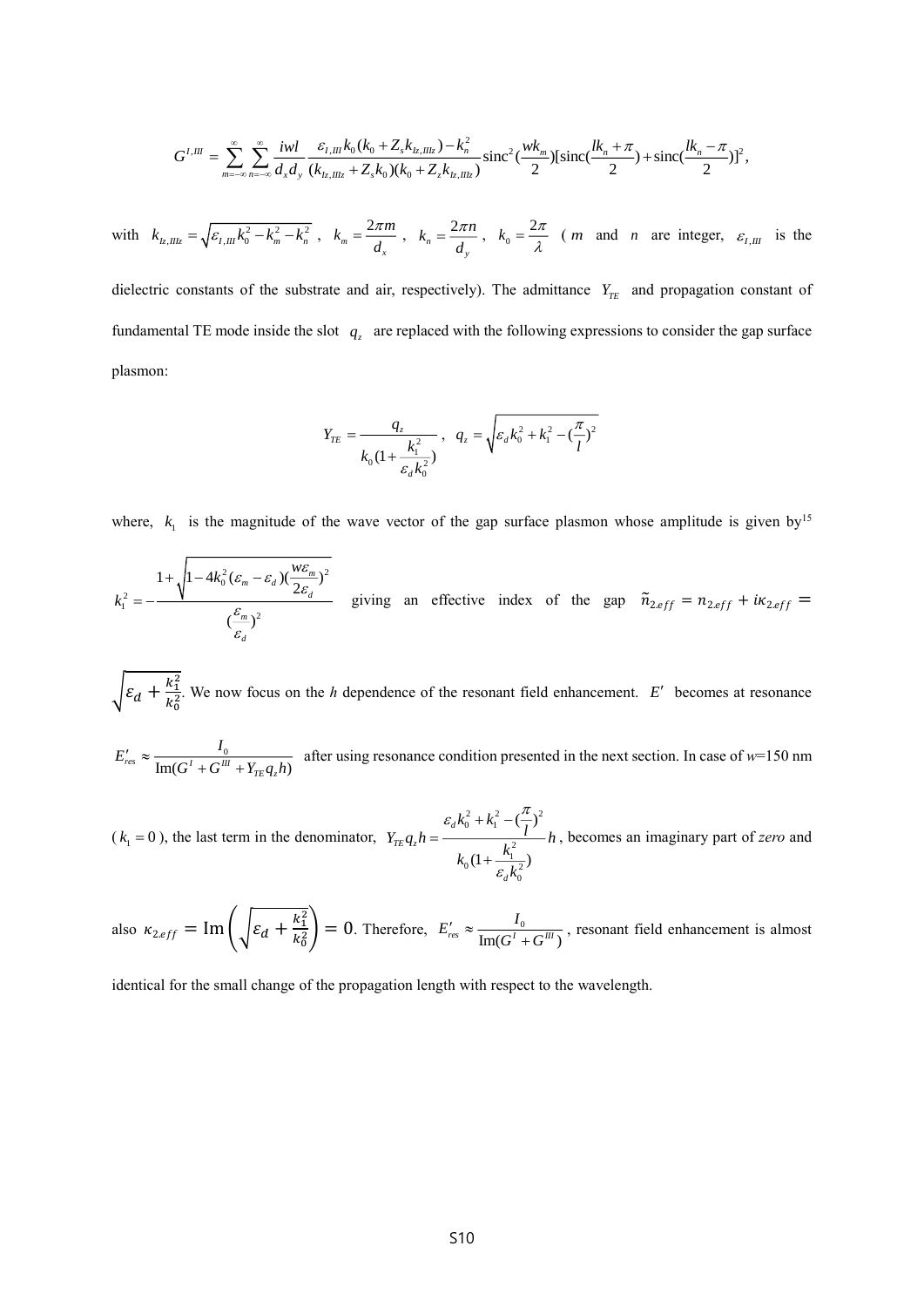$$G^{I,III} = \sum_{m=-\infty}^{\infty}\sum_{n=-\infty}^{\infty} \frac{iwl}{d_x d_y} \frac{\varepsilon_{I,III} k_0 (k_0 + Z_s k_{Iz,IIIz}) - k_n^2}{(k_{Iz,IIIz} + Z_s k_0)(k_0 + Z_z k_{Iz,IIIz})} \mathrm{sinc}^2(\frac{wk_m}{2})[\mathrm{sinc}(\frac{lk_n + \pi}{2}) + \mathrm{sinc}(\frac{lk_n - \pi}{2})]^2,$$

with $k_{Iz,IIIz} = \sqrt{\varepsilon_{I,III} k_0^2 - k_m^2 - k_n^2}$ , $k_m = \frac{2\pi m}{d_x}$ , $k_n = \frac{2\pi n}{d_y}$ , $k_0 = \frac{2\pi}{\lambda}$ ( $m$ and $n$ are integer, $\varepsilon_{I,III}$ is the dielectric constants of the substrate and air, respectively). The admittance $Y_{TE}$ and propagation constant of fundamental TE mode inside the slot $q_z$ are replaced with the following expressions to consider the gap surface plasmon:

$$Y_{TE} = \frac{q_z}{k_0(1 + \frac{k_1^2}{\varepsilon_d k_0^2})}, \quad q_z = \sqrt{\varepsilon_d k_0^2 + k_1^2 - (\frac{\pi}{l})^2}$$

where, $k_1$ is the magnitude of the wave vector of the gap surface plasmon whose amplitude is given by[15]

$$k_1^2 = -\frac{1 + \sqrt{1 - 4k_0^2(\varepsilon_m - \varepsilon_d)(\frac{w\varepsilon_m}{2\varepsilon_d})^2}}{(\frac{\varepsilon_m}{\varepsilon_d})^2}$$

giving an effective index of the gap $\tilde{n}_{2.eff} = n_{2.eff} + i\kappa_{2.eff} = \sqrt{\varepsilon_d + \frac{k_1^2}{k_0^2}}$. We now focus on the *h* dependence of the resonant field enhancement. $E'$ becomes at resonance $E'_{res} \approx \frac{I_0}{\mathrm{Im}(G^I + G^{III} + Y_{TE} q_z h)}$ after using resonance condition presented in the next section. In case of *w*=150 nm ($k_1 = 0$), the last term in the denominator, $Y_{TE} q_z h = \frac{\varepsilon_d k_0^2 + k_1^2 - (\frac{\pi}{l})^2}{k_0(1 + \frac{k_1^2}{\varepsilon_d k_0^2})} h$, becomes an imaginary part of *zero* and also $\kappa_{2.eff} = \mathrm{Im}\left(\sqrt{\varepsilon_d + \frac{k_1^2}{k_0^2}}\right) = 0$. Therefore, $E'_{res} \approx \frac{I_0}{\mathrm{Im}(G^I + G^{III})}$, resonant field enhancement is almost identical for the small change of the propagation length with respect to the wavelength.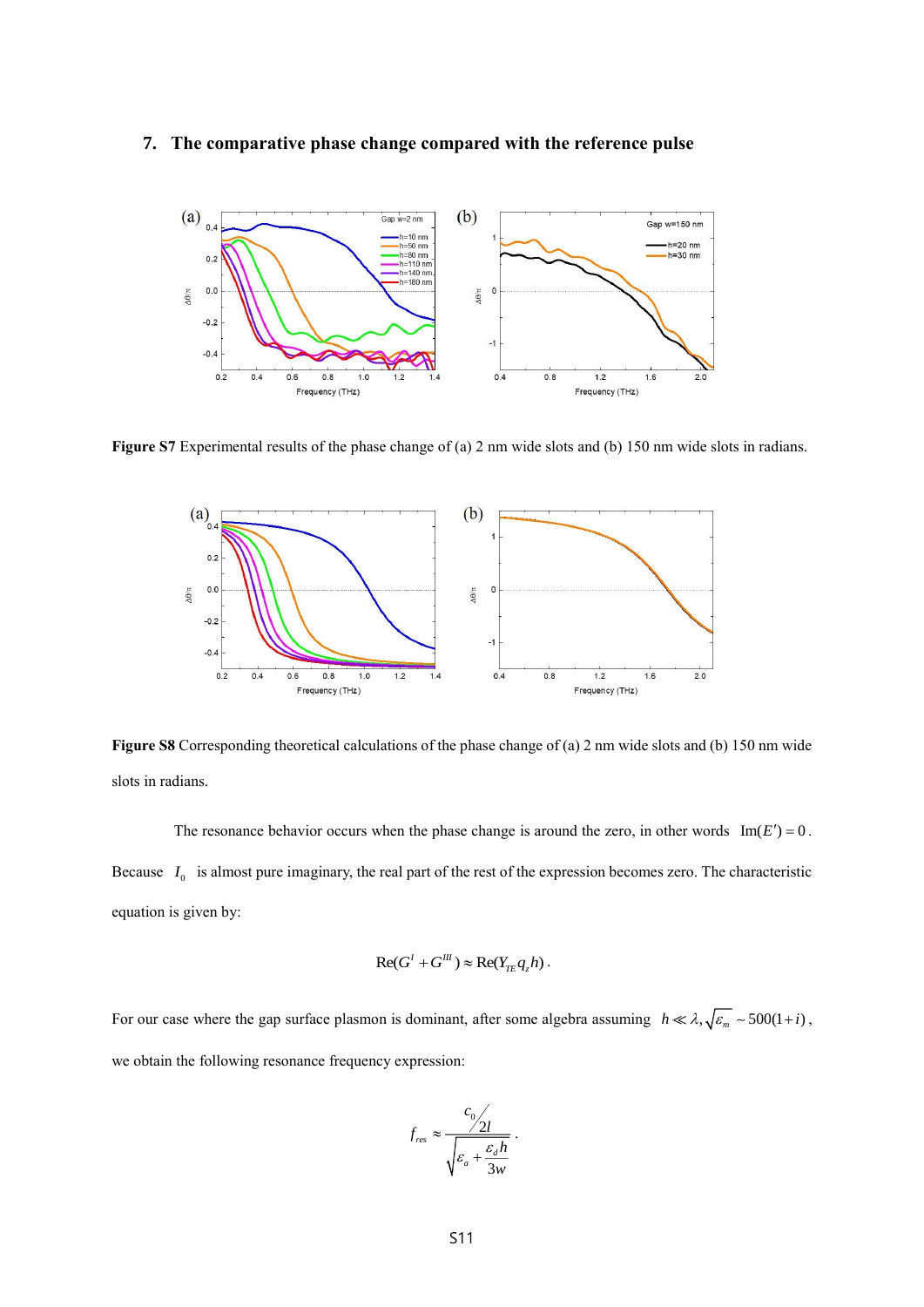## 7. The comparative phase change compared with the reference pulse

**Figure S7** Experimental results of the phase change of (a) 2 nm wide slots and (b) 150 nm wide slots in radians.

**Figure S8** Corresponding theoretical calculations of the phase change of (a) 2 nm wide slots and (b) 150 nm wide slots in radians.

The resonance behavior occurs when the phase change is around the zero, in other words $\mathrm{Im}(E')=0$. Because $I_0$ is almost pure imaginary, the real part of the rest of the expression becomes zero. The characteristic equation is given by:

$$\mathrm{Re}(G^{I}+G^{III})\approx \mathrm{Re}(Y_{TE}q_z h).$$

For our case where the gap surface plasmon is dominant, after some algebra assuming $h \ll \lambda, \sqrt{\varepsilon_m}\sim 500(1+i)$, we obtain the following resonance frequency expression:

$$f_{res}\approx \frac{c_0/2l}{\sqrt{\varepsilon_a+\frac{\varepsilon_d h}{3w}}}.$$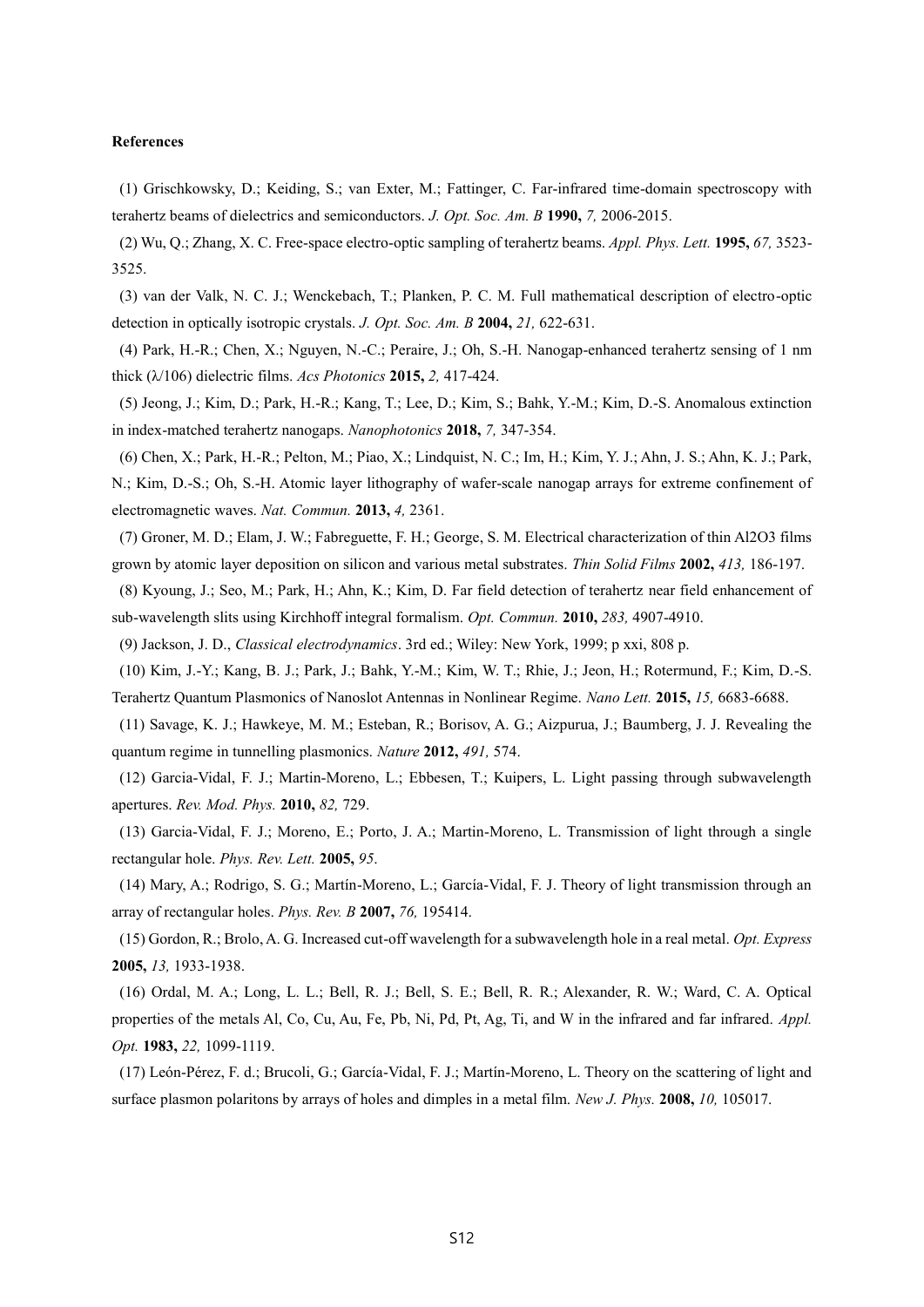**References**

(1) Grischkowsky, D.; Keiding, S.; van Exter, M.; Fattinger, C. Far-infrared time-domain spectroscopy with terahertz beams of dielectrics and semiconductors. *J. Opt. Soc. Am. B* **1990,** *7,* 2006-2015.

(2) Wu, Q.; Zhang, X. C. Free-space electro-optic sampling of terahertz beams. *Appl. Phys. Lett.* **1995,** *67,* 3523-3525.

(3) van der Valk, N. C. J.; Wenckebach, T.; Planken, P. C. M. Full mathematical description of electro-optic detection in optically isotropic crystals. *J. Opt. Soc. Am. B* **2004,** *21,* 622-631.

(4) Park, H.-R.; Chen, X.; Nguyen, N.-C.; Peraire, J.; Oh, S.-H. Nanogap-enhanced terahertz sensing of 1 nm thick (λ/106) dielectric films. *Acs Photonics* **2015,** *2,* 417-424.

(5) Jeong, J.; Kim, D.; Park, H.-R.; Kang, T.; Lee, D.; Kim, S.; Bahk, Y.-M.; Kim, D.-S. Anomalous extinction in index-matched terahertz nanogaps. *Nanophotonics* **2018,** *7,* 347-354.

(6) Chen, X.; Park, H.-R.; Pelton, M.; Piao, X.; Lindquist, N. C.; Im, H.; Kim, Y. J.; Ahn, J. S.; Ahn, K. J.; Park, N.; Kim, D.-S.; Oh, S.-H. Atomic layer lithography of wafer-scale nanogap arrays for extreme confinement of electromagnetic waves. *Nat. Commun.* **2013,** *4,* 2361.

(7) Groner, M. D.; Elam, J. W.; Fabreguette, F. H.; George, S. M. Electrical characterization of thin Al2O3 films grown by atomic layer deposition on silicon and various metal substrates. *Thin Solid Films* **2002,** *413,* 186-197.

(8) Kyoung, J.; Seo, M.; Park, H.; Ahn, K.; Kim, D. Far field detection of terahertz near field enhancement of sub-wavelength slits using Kirchhoff integral formalism. *Opt. Commun.* **2010,** *283,* 4907-4910.

(9) Jackson, J. D., *Classical electrodynamics*. 3rd ed.; Wiley: New York, 1999; p xxi, 808 p.

(10) Kim, J.-Y.; Kang, B. J.; Park, J.; Bahk, Y.-M.; Kim, W. T.; Rhie, J.; Jeon, H.; Rotermund, F.; Kim, D.-S. Terahertz Quantum Plasmonics of Nanoslot Antennas in Nonlinear Regime. *Nano Lett.* **2015,** *15,* 6683-6688.

(11) Savage, K. J.; Hawkeye, M. M.; Esteban, R.; Borisov, A. G.; Aizpurua, J.; Baumberg, J. J. Revealing the quantum regime in tunnelling plasmonics. *Nature* **2012,** *491,* 574.

(12) Garcia-Vidal, F. J.; Martin-Moreno, L.; Ebbesen, T.; Kuipers, L. Light passing through subwavelength apertures. *Rev. Mod. Phys.* **2010,** *82,* 729.

(13) Garcia-Vidal, F. J.; Moreno, E.; Porto, J. A.; Martin-Moreno, L. Transmission of light through a single rectangular hole. *Phys. Rev. Lett.* **2005,** *95*.

(14) Mary, A.; Rodrigo, S. G.; Martín-Moreno, L.; García-Vidal, F. J. Theory of light transmission through an array of rectangular holes. *Phys. Rev. B* **2007,** *76,* 195414.

(15) Gordon, R.; Brolo, A. G. Increased cut-off wavelength for a subwavelength hole in a real metal. *Opt. Express* **2005,** *13,* 1933-1938.

(16) Ordal, M. A.; Long, L. L.; Bell, R. J.; Bell, S. E.; Bell, R. R.; Alexander, R. W.; Ward, C. A. Optical properties of the metals Al, Co, Cu, Au, Fe, Pb, Ni, Pd, Pt, Ag, Ti, and W in the infrared and far infrared. *Appl. Opt.* **1983,** *22,* 1099-1119.

(17) León-Pérez, F. d.; Brucoli, G.; García-Vidal, F. J.; Martín-Moreno, L. Theory on the scattering of light and surface plasmon polaritons by arrays of holes and dimples in a metal film. *New J. Phys.* **2008,** *10,* 105017.